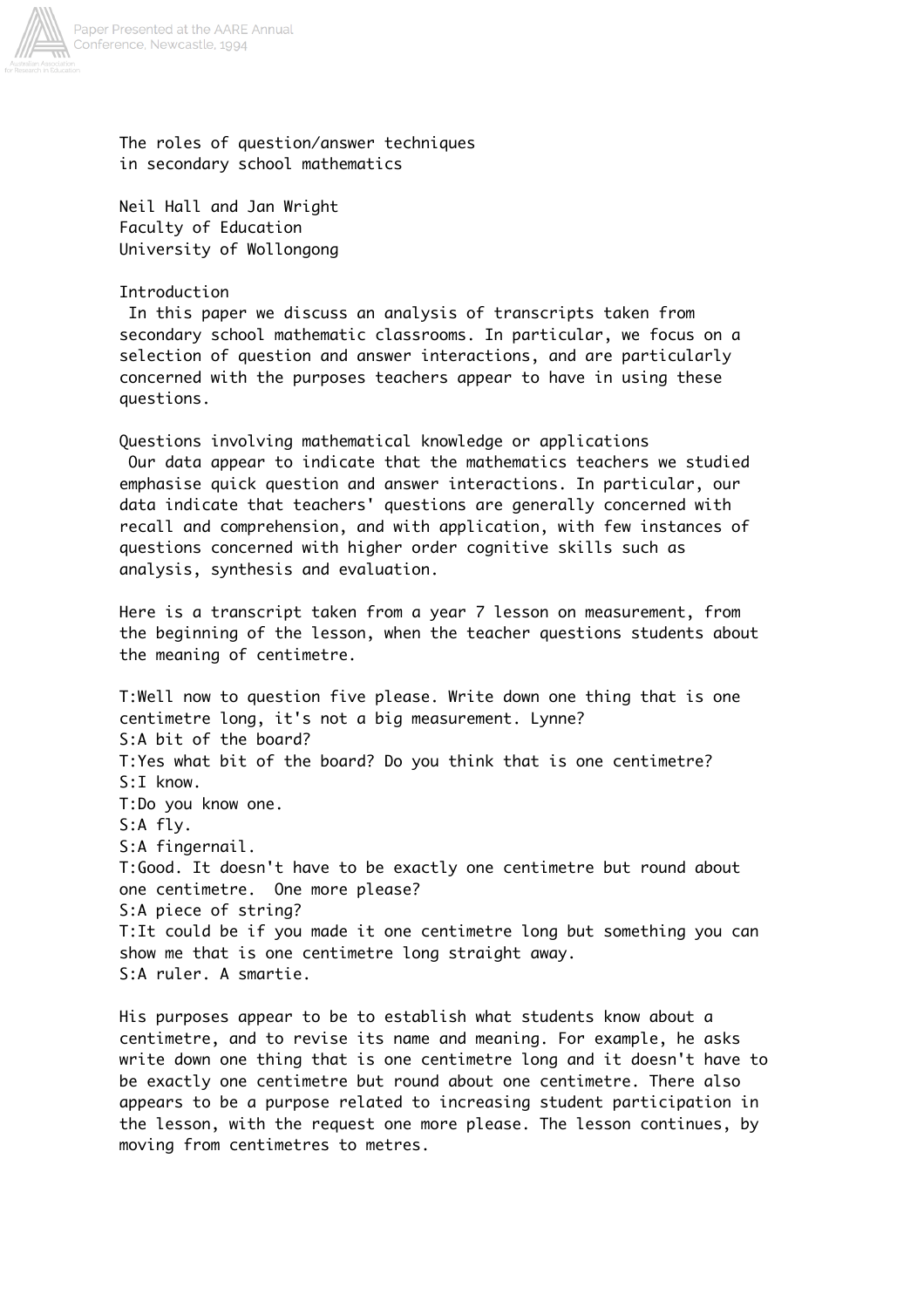# The roles of question/answer techniques in secondary school mathematics

Neil Hall and Jan Wright
Faculty of Education
University of Wollongong

## Introduction

In this paper we discuss an analysis of transcripts taken from secondary school mathematic classrooms. In particular, we focus on a selection of question and answer interactions, and are particularly concerned with the purposes teachers appear to have in using these questions.

## Questions involving mathematical knowledge or applications

Our data appear to indicate that the mathematics teachers we studied emphasise quick question and answer interactions. In particular, our data indicate that teachers' questions are generally concerned with recall and comprehension, and with application, with few instances of questions concerned with higher order cognitive skills such as analysis, synthesis and evaluation.

Here is a transcript taken from a year 7 lesson on measurement, from the beginning of the lesson, when the teacher questions students about the meaning of centimetre.

T:Well now to question five please. Write down one thing that is one centimetre long, it's not a big measurement. Lynne?
S:A bit of the board?
T:Yes what bit of the board? Do you think that is one centimetre?
S:I know.
T:Do you know one.
S:A fly.
S:A fingernail.
T:Good. It doesn't have to be exactly one centimetre but round about one centimetre. One more please?
S:A piece of string?
T:It could be if you made it one centimetre long but something you can show me that is one centimetre long straight away.
S:A ruler. A smartie.

His purposes appear to be to establish what students know about a centimetre, and to revise its name and meaning. For example, he asks write down one thing that is one centimetre long and it doesn't have to be exactly one centimetre but round about one centimetre. There also appears to be a purpose related to increasing student participation in the lesson, with the request one more please. The lesson continues, by moving from centimetres to metres.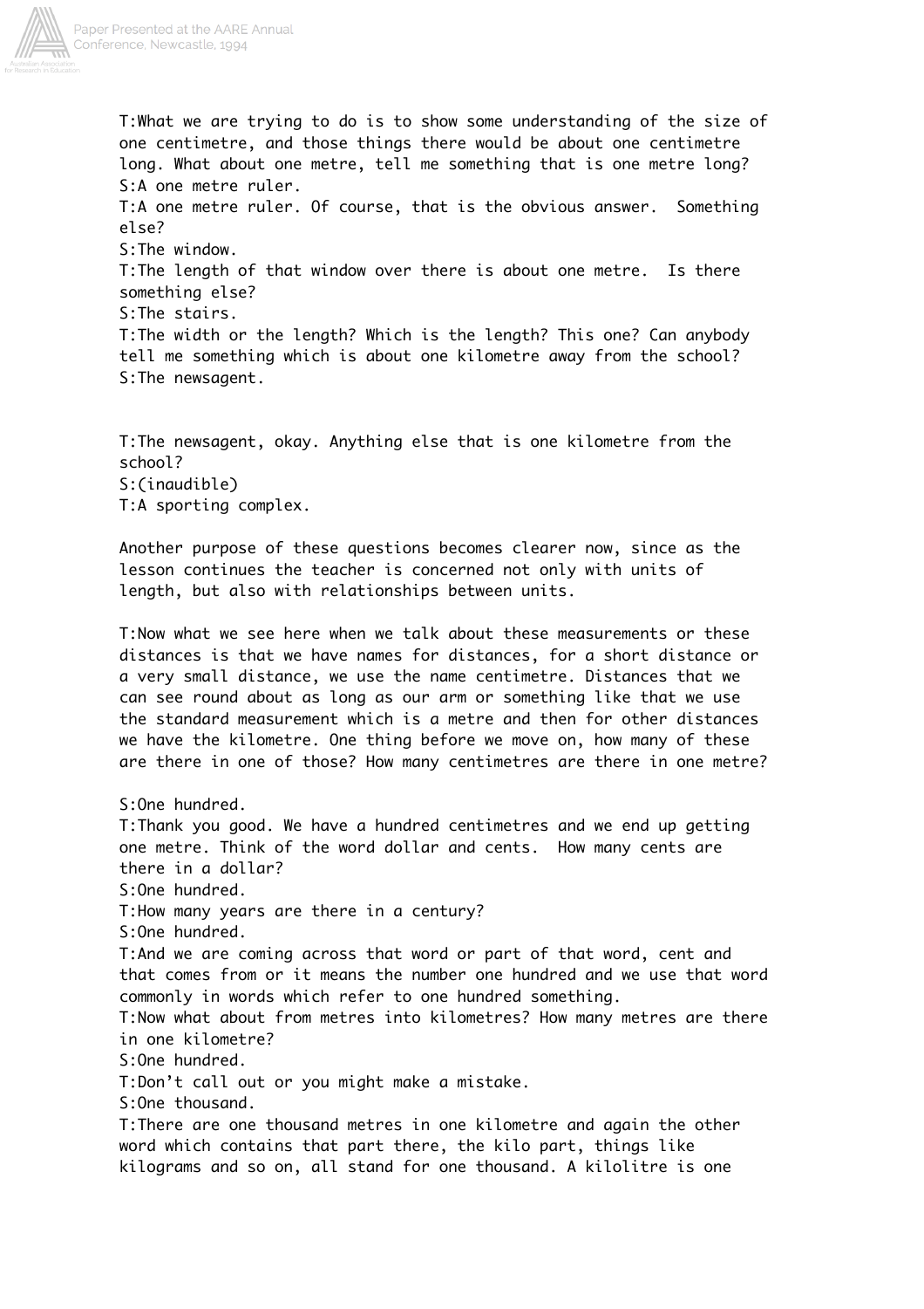T:What we are trying to do is to show some understanding of the size of one centimetre, and those things there would be about one centimetre long. What about one metre, tell me something that is one metre long?
S:A one metre ruler.
T:A one metre ruler. Of course, that is the obvious answer. Something else?
S:The window.
T:The length of that window over there is about one metre. Is there something else?
S:The stairs.
T:The width or the length? Which is the length? This one? Can anybody tell me something which is about one kilometre away from the school?
S:The newsagent.

T:The newsagent, okay. Anything else that is one kilometre from the school?
S:(inaudible)
T:A sporting complex.

Another purpose of these questions becomes clearer now, since as the lesson continues the teacher is concerned not only with units of length, but also with relationships between units.

T:Now what we see here when we talk about these measurements or these distances is that we have names for distances, for a short distance or a very small distance, we use the name centimetre. Distances that we can see round about as long as our arm or something like that we use the standard measurement which is a metre and then for other distances we have the kilometre. One thing before we move on, how many of these are there in one of those? How many centimetres are there in one metre?

S:One hundred.
T:Thank you good. We have a hundred centimetres and we end up getting one metre. Think of the word dollar and cents. How many cents are there in a dollar?
S:One hundred.
T:How many years are there in a century?
S:One hundred.
T:And we are coming across that word or part of that word, cent and that comes from or it means the number one hundred and we use that word commonly in words which refer to one hundred something.
T:Now what about from metres into kilometres? How many metres are there in one kilometre?
S:One hundred.
T:Don't call out or you might make a mistake.
S:One thousand.
T:There are one thousand metres in one kilometre and again the other word which contains that part there, the kilo part, things like kilograms and so on, all stand for one thousand. A kilolitre is one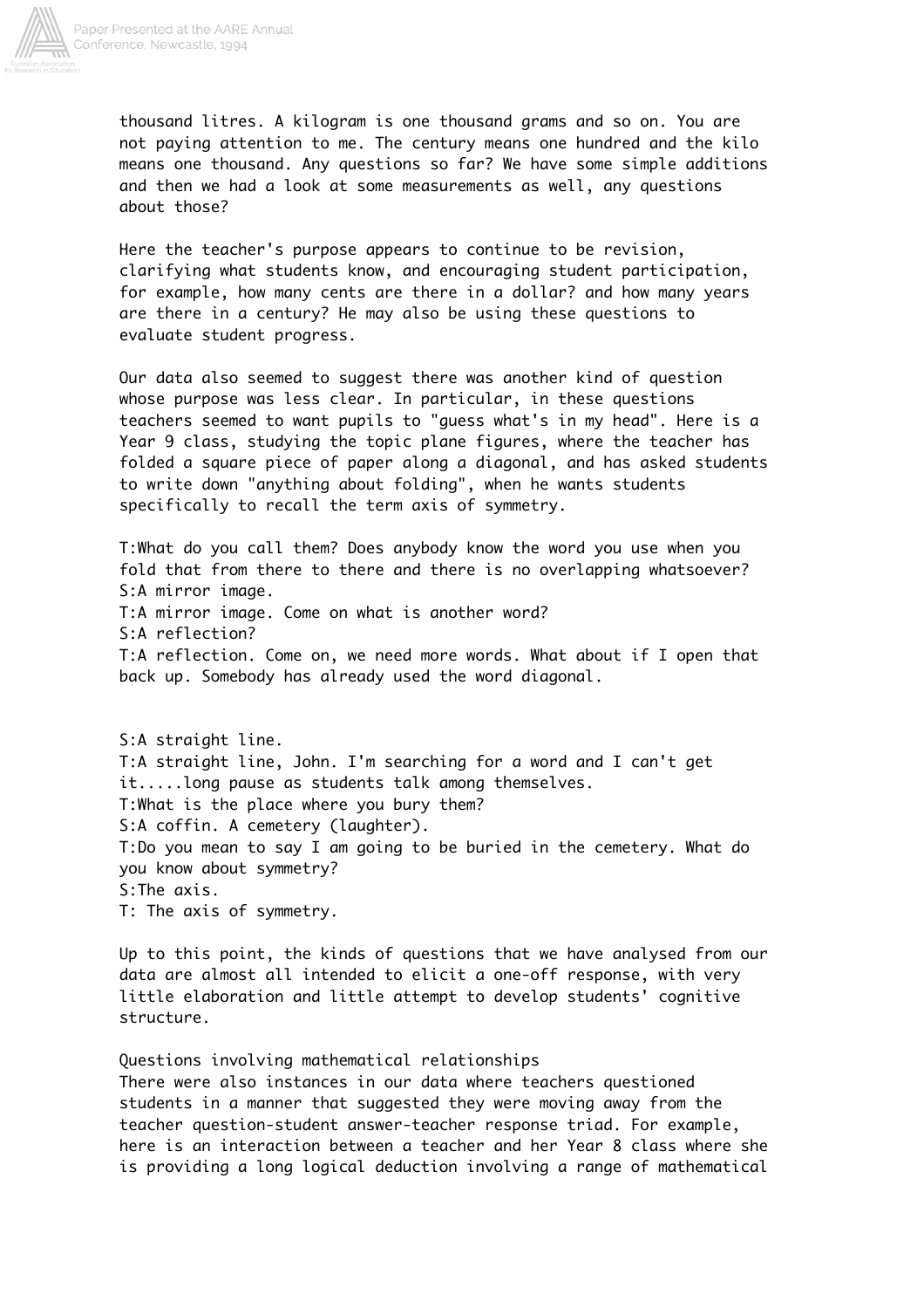thousand litres. A kilogram is one thousand grams and so on. You are not paying attention to me. The century means one hundred and the kilo means one thousand. Any questions so far? We have some simple additions and then we had a look at some measurements as well, any questions about those?

Here the teacher's purpose appears to continue to be revision, clarifying what students know, and encouraging student participation, for example, how many cents are there in a dollar? and how many years are there in a century? He may also be using these questions to evaluate student progress.

Our data also seemed to suggest there was another kind of question whose purpose was less clear. In particular, in these questions teachers seemed to want pupils to "guess what's in my head". Here is a Year 9 class, studying the topic plane figures, where the teacher has folded a square piece of paper along a diagonal, and has asked students to write down "anything about folding", when he wants students specifically to recall the term axis of symmetry.

T:What do you call them? Does anybody know the word you use when you fold that from there to there and there is no overlapping whatsoever?
S:A mirror image.
T:A mirror image. Come on what is another word?
S:A reflection?
T:A reflection. Come on, we need more words. What about if I open that back up. Somebody has already used the word diagonal.

S:A straight line.
T:A straight line, John. I'm searching for a word and I can't get it.....long pause as students talk among themselves.
T:What is the place where you bury them?
S:A coffin. A cemetery (laughter).
T:Do you mean to say I am going to be buried in the cemetery. What do you know about symmetry?
S:The axis.
T: The axis of symmetry.

Up to this point, the kinds of questions that we have analysed from our data are almost all intended to elicit a one-off response, with very little elaboration and little attempt to develop students' cognitive structure.

## Questions involving mathematical relationships

There were also instances in our data where teachers questioned students in a manner that suggested they were moving away from the teacher question-student answer-teacher response triad. For example, here is an interaction between a teacher and her Year 8 class where she is providing a long logical deduction involving a range of mathematical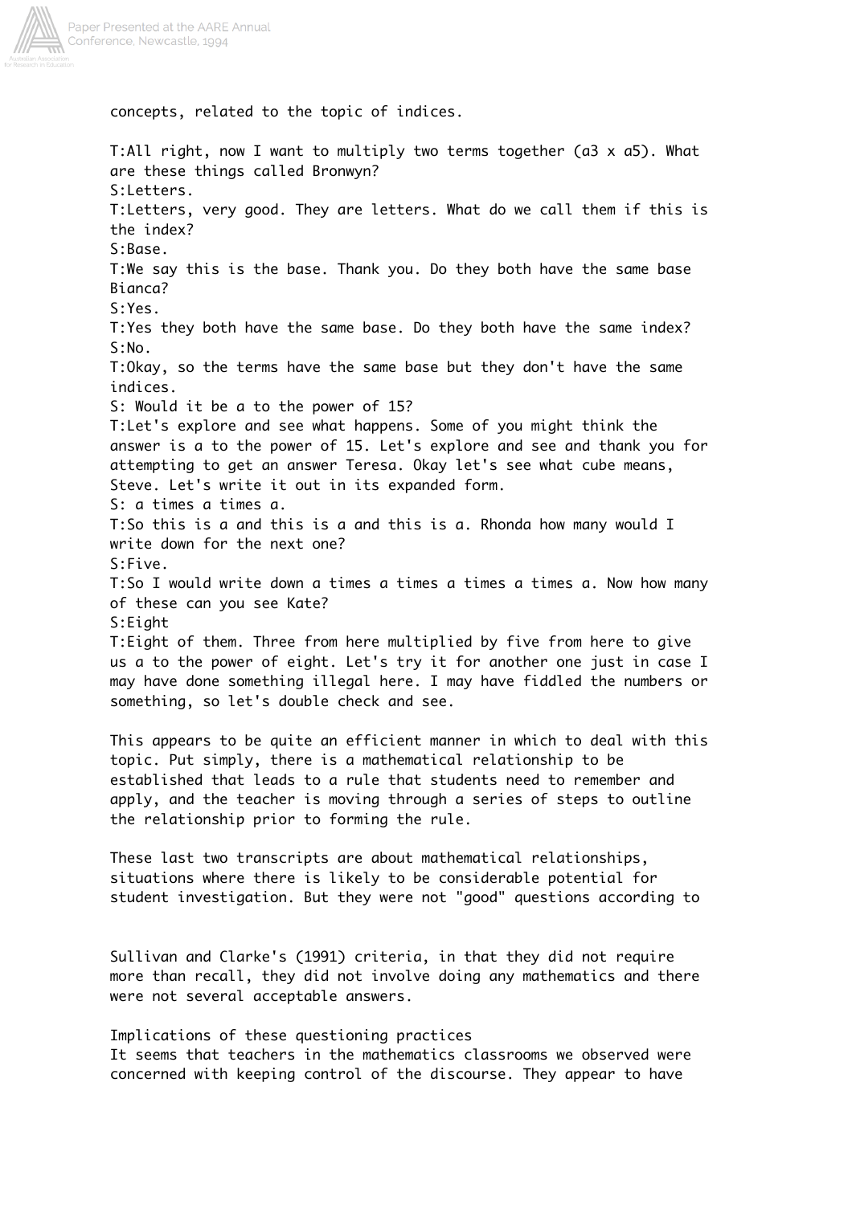concepts, related to the topic of indices.

T:All right, now I want to multiply two terms together ($a^3 \times a^5$). What are these things called Bronwyn?
S:Letters.
T:Letters, very good. They are letters. What do we call them if this is the index?
S:Base.
T:We say this is the base. Thank you. Do they both have the same base Bianca?
S:Yes.
T:Yes they both have the same base. Do they both have the same index?
S:No.
T:Okay, so the terms have the same base but they don't have the same indices.
S: Would it be a to the power of 15?
T:Let's explore and see what happens. Some of you might think the answer is a to the power of 15. Let's explore and see and thank you for attempting to get an answer Teresa. Okay let's see what cube means, Steve. Let's write it out in its expanded form.
S: a times a times a.
T:So this is a and this is a and this is a. Rhonda how many would I write down for the next one?
S:Five.
T:So I would write down a times a times a times a times a. Now how many of these can you see Kate?
S:Eight
T:Eight of them. Three from here multiplied by five from here to give us a to the power of eight. Let's try it for another one just in case I may have done something illegal here. I may have fiddled the numbers or something, so let's double check and see.

This appears to be quite an efficient manner in which to deal with this topic. Put simply, there is a mathematical relationship to be established that leads to a rule that students need to remember and apply, and the teacher is moving through a series of steps to outline the relationship prior to forming the rule.

These last two transcripts are about mathematical relationships, situations where there is likely to be considerable potential for student investigation. But they were not "good" questions according to Sullivan and Clarke's (1991) criteria, in that they did not require more than recall, they did not involve doing any mathematics and there were not several acceptable answers.

## Implications of these questioning practices

It seems that teachers in the mathematics classrooms we observed were concerned with keeping control of the discourse. They appear to have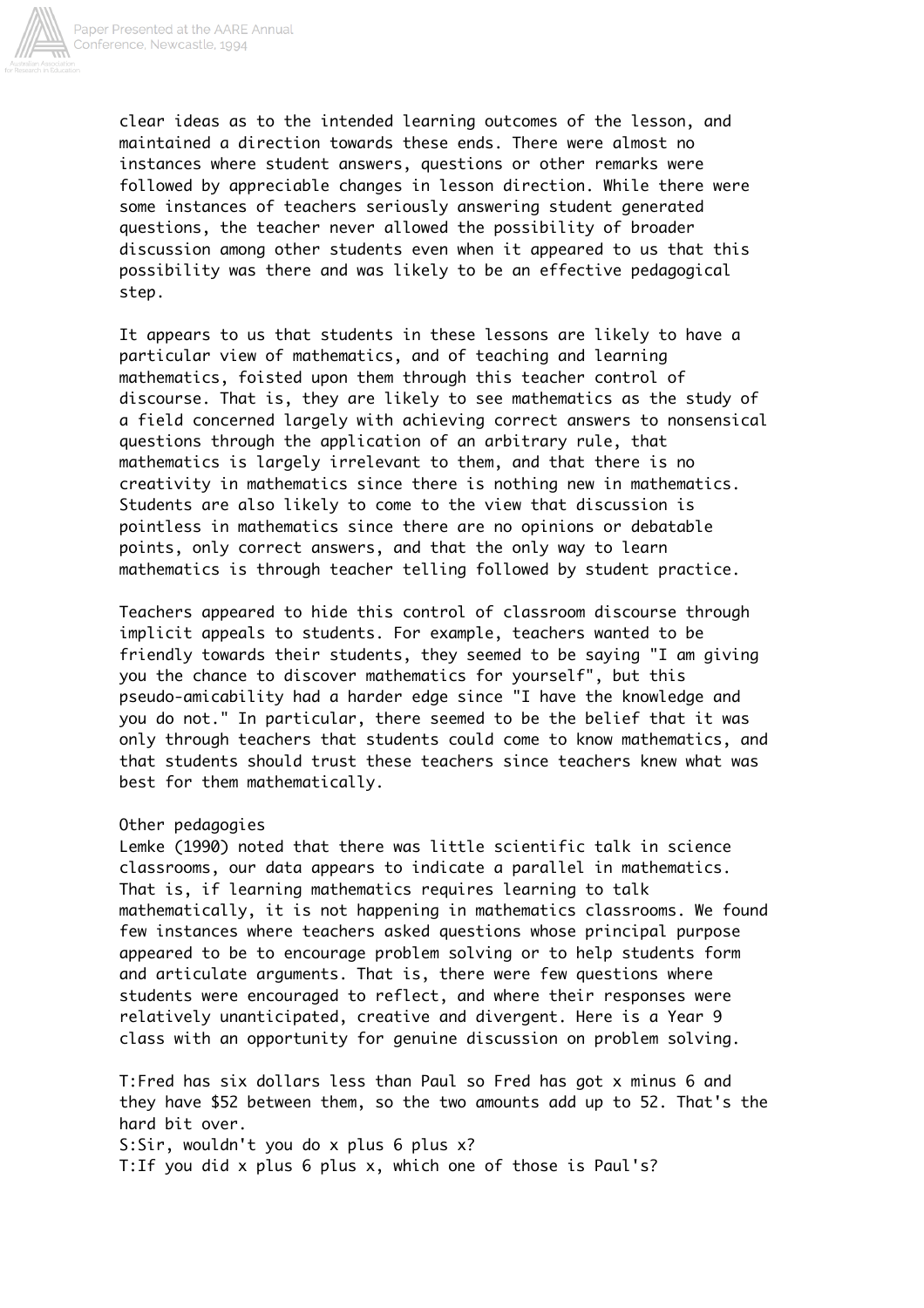clear ideas as to the intended learning outcomes of the lesson, and maintained a direction towards these ends. There were almost no instances where student answers, questions or other remarks were followed by appreciable changes in lesson direction. While there were some instances of teachers seriously answering student generated questions, the teacher never allowed the possibility of broader discussion among other students even when it appeared to us that this possibility was there and was likely to be an effective pedagogical step.

It appears to us that students in these lessons are likely to have a particular view of mathematics, and of teaching and learning mathematics, foisted upon them through this teacher control of discourse. That is, they are likely to see mathematics as the study of a field concerned largely with achieving correct answers to nonsensical questions through the application of an arbitrary rule, that mathematics is largely irrelevant to them, and that there is no creativity in mathematics since there is nothing new in mathematics. Students are also likely to come to the view that discussion is pointless in mathematics since there are no opinions or debatable points, only correct answers, and that the only way to learn mathematics is through teacher telling followed by student practice.

Teachers appeared to hide this control of classroom discourse through implicit appeals to students. For example, teachers wanted to be friendly towards their students, they seemed to be saying "I am giving you the chance to discover mathematics for yourself", but this pseudo-amicability had a harder edge since "I have the knowledge and you do not." In particular, there seemed to be the belief that it was only through teachers that students could come to know mathematics, and that students should trust these teachers since teachers knew what was best for them mathematically.

## Other pedagogies

Lemke (1990) noted that there was little scientific talk in science classrooms, our data appears to indicate a parallel in mathematics. That is, if learning mathematics requires learning to talk mathematically, it is not happening in mathematics classrooms. We found few instances where teachers asked questions whose principal purpose appeared to be to encourage problem solving or to help students form and articulate arguments. That is, there were few questions where students were encouraged to reflect, and where their responses were relatively unanticipated, creative and divergent. Here is a Year 9 class with an opportunity for genuine discussion on problem solving.

T:Fred has six dollars less than Paul so Fred has got x minus 6 and they have $52 between them, so the two amounts add up to 52. That's the hard bit over.
S:Sir, wouldn't you do x plus 6 plus x?
T:If you did x plus 6 plus x, which one of those is Paul's?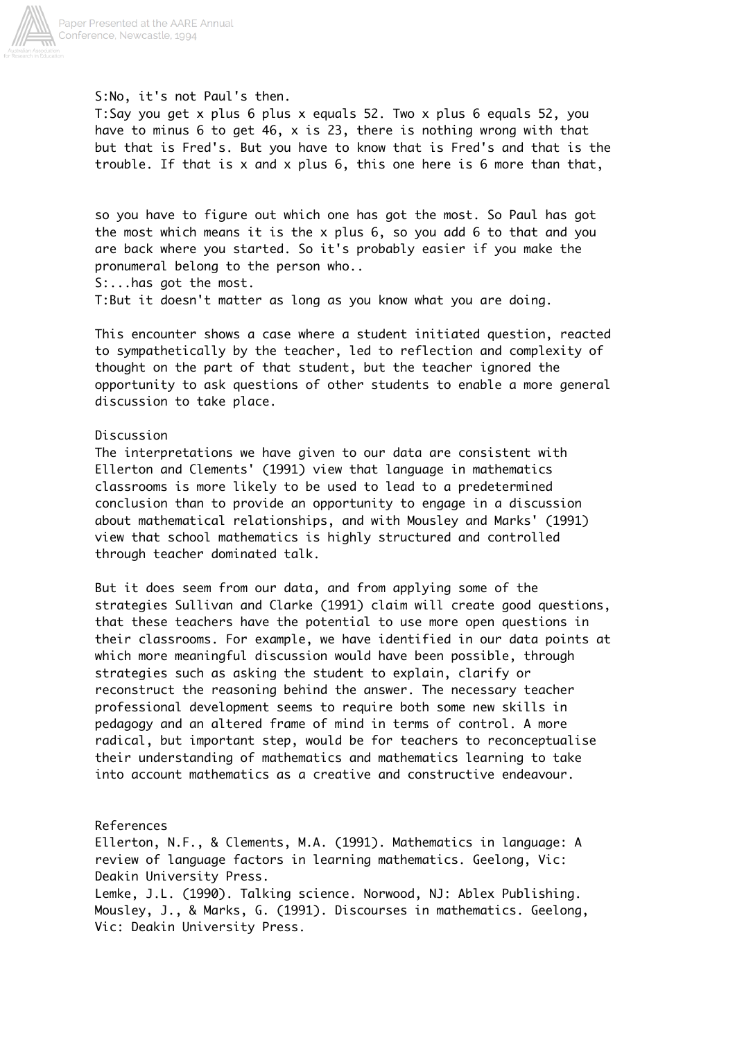S:No, it's not Paul's then.

T:Say you get x plus 6 plus x equals 52. Two x plus 6 equals 52, you have to minus 6 to get 46, x is 23, there is nothing wrong with that but that is Fred's. But you have to know that is Fred's and that is the trouble. If that is x and x plus 6, this one here is 6 more than that, so you have to figure out which one has got the most. So Paul has got the most which means it is the x plus 6, so you add 6 to that and you are back where you started. So it's probably easier if you make the pronumeral belong to the person who..

S:...has got the most.

T:But it doesn't matter as long as you know what you are doing.

This encounter shows a case where a student initiated question, reacted to sympathetically by the teacher, led to reflection and complexity of thought on the part of that student, but the teacher ignored the opportunity to ask questions of other students to enable a more general discussion to take place.

## Discussion

The interpretations we have given to our data are consistent with Ellerton and Clements' (1991) view that language in mathematics classrooms is more likely to be used to lead to a predetermined conclusion than to provide an opportunity to engage in a discussion about mathematical relationships, and with Mousley and Marks' (1991) view that school mathematics is highly structured and controlled through teacher dominated talk.

But it does seem from our data, and from applying some of the strategies Sullivan and Clarke (1991) claim will create good questions, that these teachers have the potential to use more open questions in their classrooms. For example, we have identified in our data points at which more meaningful discussion would have been possible, through strategies such as asking the student to explain, clarify or reconstruct the reasoning behind the answer. The necessary teacher professional development seems to require both some new skills in pedagogy and an altered frame of mind in terms of control. A more radical, but important step, would be for teachers to reconceptualise their understanding of mathematics and mathematics learning to take into account mathematics as a creative and constructive endeavour.

## References

Ellerton, N.F., & Clements, M.A. (1991). Mathematics in language: A review of language factors in learning mathematics. Geelong, Vic: Deakin University Press.

Lemke, J.L. (1990). Talking science. Norwood, NJ: Ablex Publishing.

Mousley, J., & Marks, G. (1991). Discourses in mathematics. Geelong, Vic: Deakin University Press.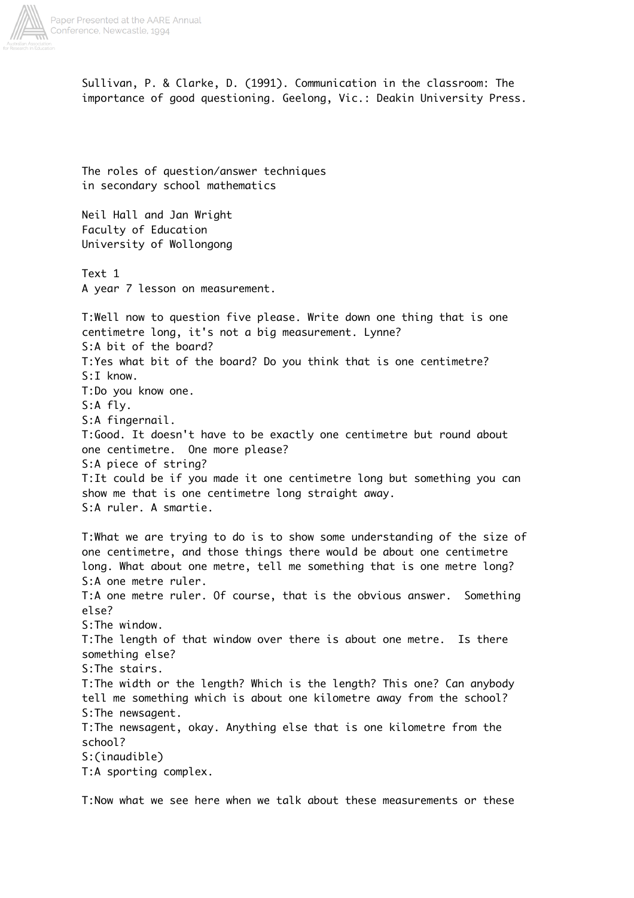Sullivan, P. & Clarke, D. (1991). Communication in the classroom: The importance of good questioning. Geelong, Vic.: Deakin University Press.

# The roles of question/answer techniques in secondary school mathematics

Neil Hall and Jan Wright
Faculty of Education
University of Wollongong

## Text 1

A year 7 lesson on measurement.

T:Well now to question five please. Write down one thing that is one centimetre long, it's not a big measurement. Lynne?
S:A bit of the board?
T:Yes what bit of the board? Do you think that is one centimetre?
S:I know.
T:Do you know one.
S:A fly.
S:A fingernail.
T:Good. It doesn't have to be exactly one centimetre but round about one centimetre. One more please?
S:A piece of string?
T:It could be if you made it one centimetre long but something you can show me that is one centimetre long straight away.
S:A ruler. A smartie.

T:What we are trying to do is to show some understanding of the size of one centimetre, and those things there would be about one centimetre long. What about one metre, tell me something that is one metre long?
S:A one metre ruler.
T:A one metre ruler. Of course, that is the obvious answer. Something else?
S:The window.
T:The length of that window over there is about one metre. Is there something else?
S:The stairs.
T:The width or the length? Which is the length? This one? Can anybody tell me something which is about one kilometre away from the school?
S:The newsagent.
T:The newsagent, okay. Anything else that is one kilometre from the school?
S:(inaudible)
T:A sporting complex.

T:Now what we see here when we talk about these measurements or these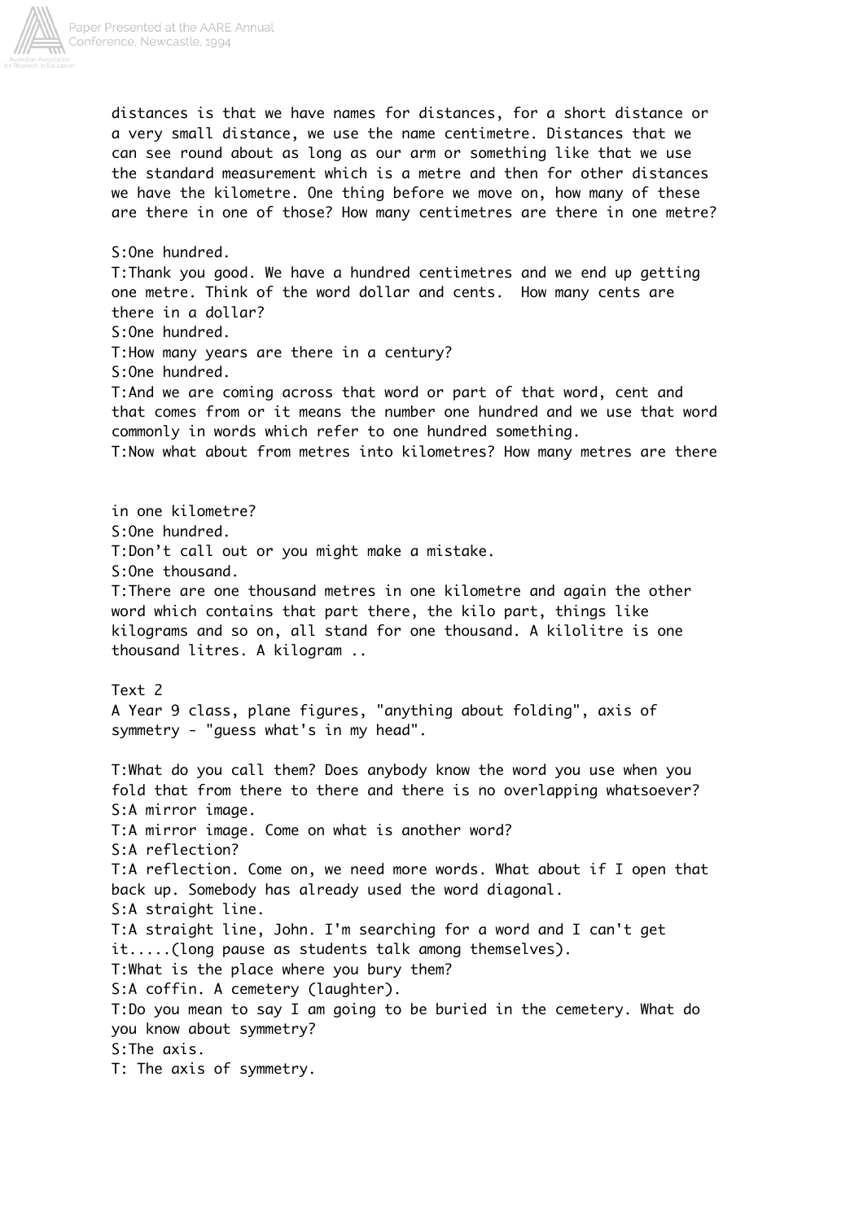distances is that we have names for distances, for a short distance or a very small distance, we use the name centimetre. Distances that we can see round about as long as our arm or something like that we use the standard measurement which is a metre and then for other distances we have the kilometre. One thing before we move on, how many of these are there in one of those? How many centimetres are there in one metre?

S:One hundred.
T:Thank you good. We have a hundred centimetres and we end up getting one metre. Think of the word dollar and cents. How many cents are there in a dollar?
S:One hundred.
T:How many years are there in a century?
S:One hundred.
T:And we are coming across that word or part of that word, cent and that comes from or it means the number one hundred and we use that word commonly in words which refer to one hundred something.
T:Now what about from metres into kilometres? How many metres are there in one kilometre?
S:One hundred.
T:Don't call out or you might make a mistake.
S:One thousand.
T:There are one thousand metres in one kilometre and again the other word which contains that part there, the kilo part, things like kilograms and so on, all stand for one thousand. A kilolitre is one thousand litres. A kilogram ..

Text 2
A Year 9 class, plane figures, "anything about folding", axis of symmetry - "guess what's in my head".

T:What do you call them? Does anybody know the word you use when you fold that from there to there and there is no overlapping whatsoever?
S:A mirror image.
T:A mirror image. Come on what is another word?
S:A reflection?
T:A reflection. Come on, we need more words. What about if I open that back up. Somebody has already used the word diagonal.
S:A straight line.
T:A straight line, John. I'm searching for a word and I can't get it.....(long pause as students talk among themselves).
T:What is the place where you bury them?
S:A coffin. A cemetery (laughter).
T:Do you mean to say I am going to be buried in the cemetery. What do you know about symmetry?
S:The axis.
T: The axis of symmetry.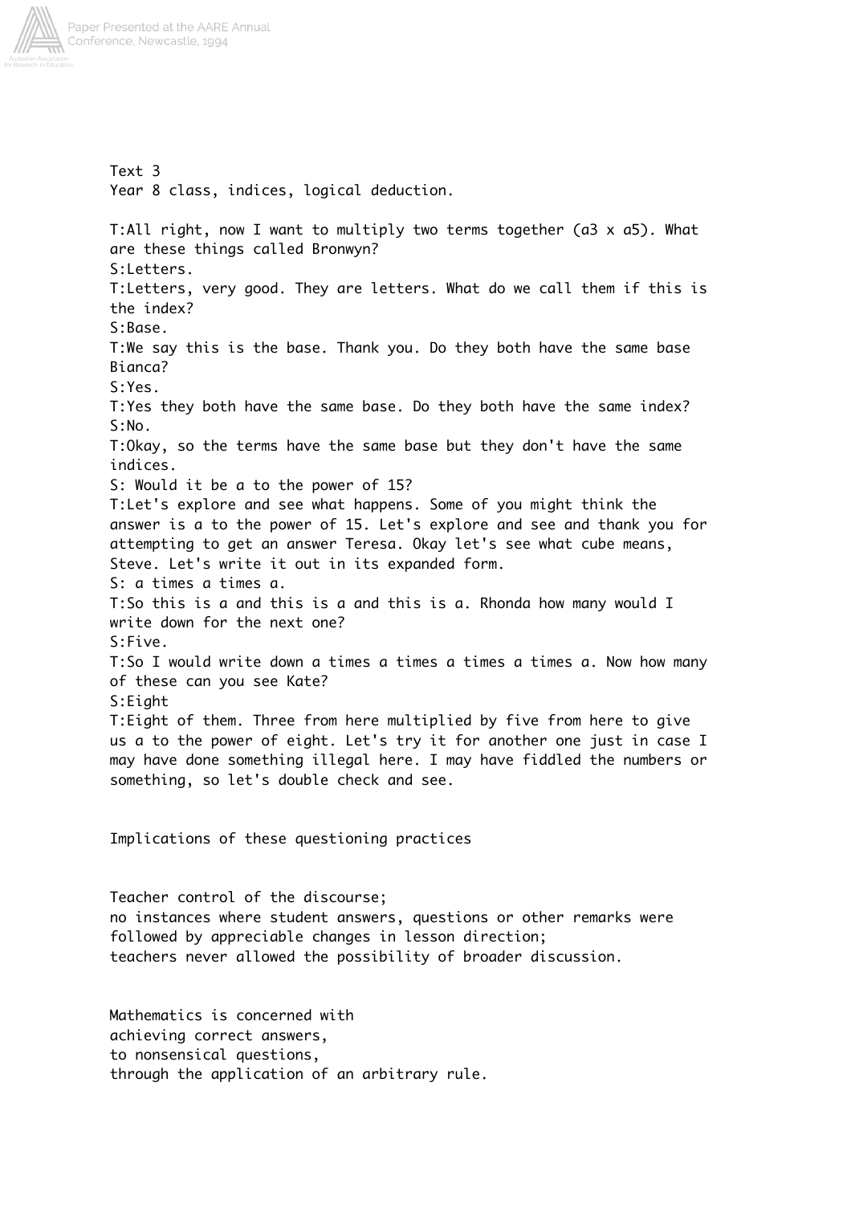Text 3
Year 8 class, indices, logical deduction.

T:All right, now I want to multiply two terms together ($a3 \times a5$). What are these things called Bronwyn?
S:Letters.
T:Letters, very good. They are letters. What do we call them if this is the index?
S:Base.
T:We say this is the base. Thank you. Do they both have the same base Bianca?
S:Yes.
T:Yes they both have the same base. Do they both have the same index?
S:No.
T:Okay, so the terms have the same base but they don't have the same indices.
S: Would it be a to the power of 15?
T:Let's explore and see what happens. Some of you might think the answer is a to the power of 15. Let's explore and see and thank you for attempting to get an answer Teresa. Okay let's see what cube means, Steve. Let's write it out in its expanded form.
S: a times a times a.
T:So this is a and this is a and this is a. Rhonda how many would I write down for the next one?
S:Five.
T:So I would write down a times a times a times a times a. Now how many of these can you see Kate?
S:Eight
T:Eight of them. Three from here multiplied by five from here to give us a to the power of eight. Let's try it for another one just in case I may have done something illegal here. I may have fiddled the numbers or something, so let's double check and see.

## Implications of these questioning practices

Teacher control of the discourse;
no instances where student answers, questions or other remarks were followed by appreciable changes in lesson direction;
teachers never allowed the possibility of broader discussion.

Mathematics is concerned with
achieving correct answers,
to nonsensical questions,
through the application of an arbitrary rule.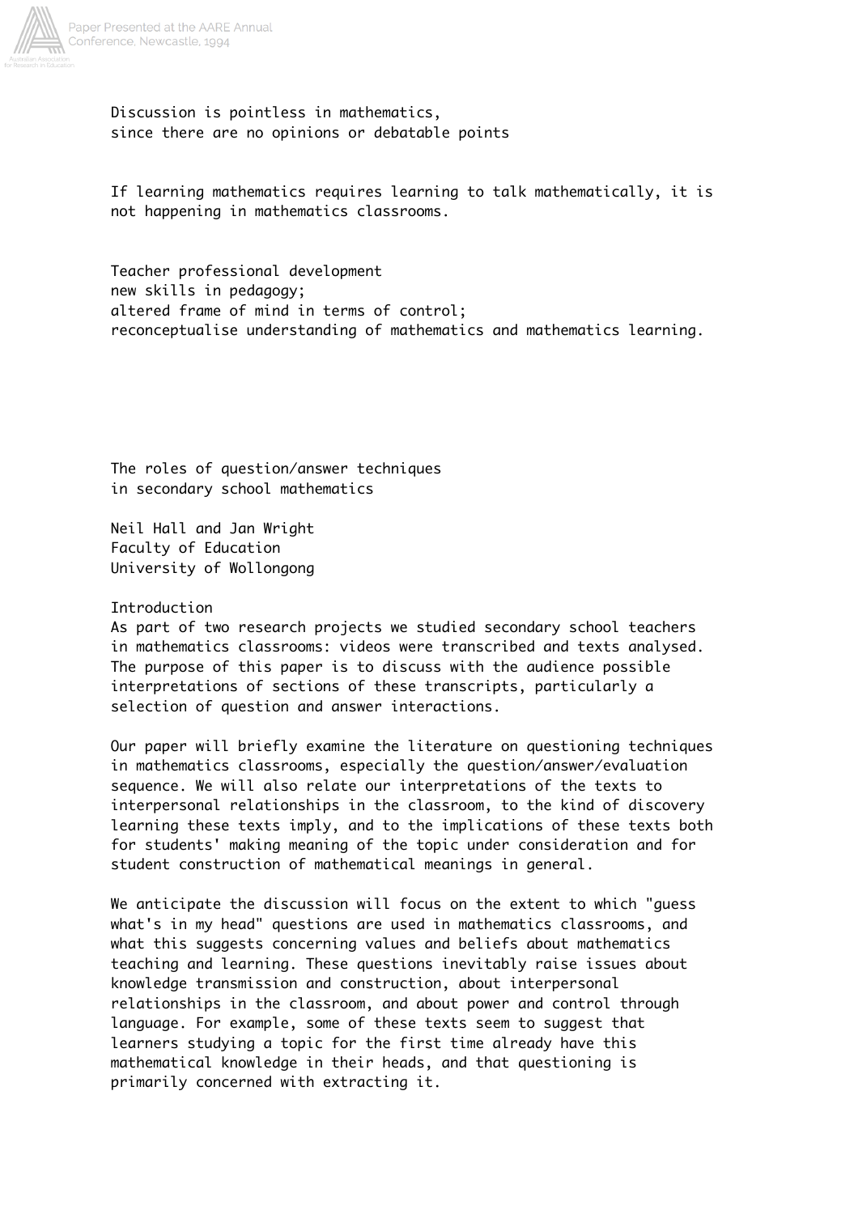Discussion is pointless in mathematics,
since there are no opinions or debatable points

If learning mathematics requires learning to talk mathematically, it is not happening in mathematics classrooms.

Teacher professional development
new skills in pedagogy;
altered frame of mind in terms of control;
reconceptualise understanding of mathematics and mathematics learning.

# The roles of question/answer techniques in secondary school mathematics

Neil Hall and Jan Wright
Faculty of Education
University of Wollongong

## Introduction

As part of two research projects we studied secondary school teachers in mathematics classrooms: videos were transcribed and texts analysed. The purpose of this paper is to discuss with the audience possible interpretations of sections of these transcripts, particularly a selection of question and answer interactions.

Our paper will briefly examine the literature on questioning techniques in mathematics classrooms, especially the question/answer/evaluation sequence. We will also relate our interpretations of the texts to interpersonal relationships in the classroom, to the kind of discovery learning these texts imply, and to the implications of these texts both for students' making meaning of the topic under consideration and for student construction of mathematical meanings in general.

We anticipate the discussion will focus on the extent to which "guess what's in my head" questions are used in mathematics classrooms, and what this suggests concerning values and beliefs about mathematics teaching and learning. These questions inevitably raise issues about knowledge transmission and construction, about interpersonal relationships in the classroom, and about power and control through language. For example, some of these texts seem to suggest that learners studying a topic for the first time already have this mathematical knowledge in their heads, and that questioning is primarily concerned with extracting it.